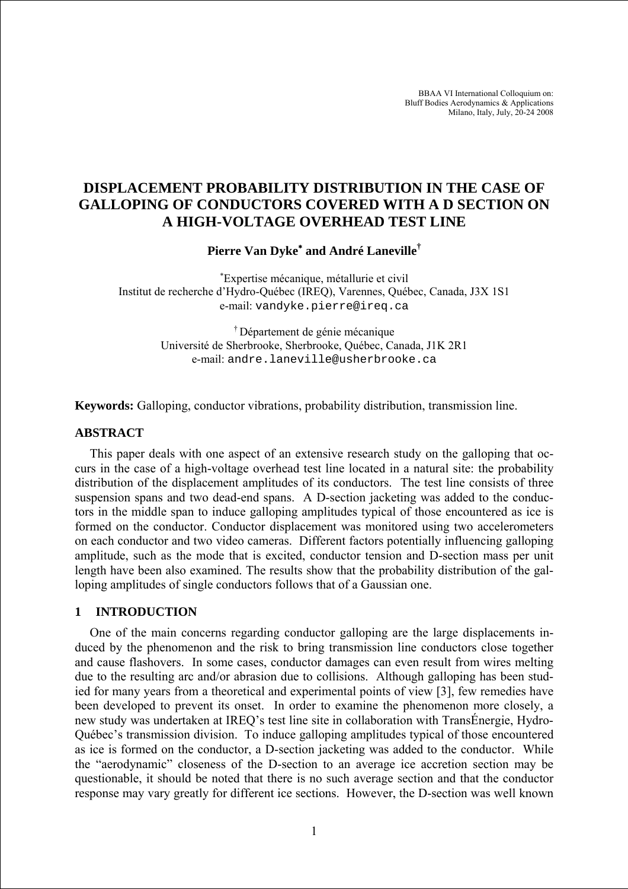BBAA VI International Colloquium on:
Bluff Bodies Aerodynamics & Applications
Milano, Italy, July, 20-24 2008

# DISPLACEMENT PROBABILITY DISTRIBUTION IN THE CASE OF GALLOPING OF CONDUCTORS COVERED WITH A D SECTION ON A HIGH-VOLTAGE OVERHEAD TEST LINE

**Pierre Van Dyke[*] and André Laneville[†]**

[*] Expertise mécanique, métallurie et civil
Institut de recherche d'Hydro-Québec (IREQ), Varennes, Québec, Canada, J3X 1S1
e-mail: vandyke.pierre@ireq.ca

[†] Département de génie mécanique
Université de Sherbrooke, Sherbrooke, Québec, Canada, J1K 2R1
e-mail: andre.laneville@usherbrooke.ca

**Keywords:** Galloping, conductor vibrations, probability distribution, transmission line.

## ABSTRACT

This paper deals with one aspect of an extensive research study on the galloping that occurs in the case of a high-voltage overhead test line located in a natural site: the probability distribution of the displacement amplitudes of its conductors. The test line consists of three suspension spans and two dead-end spans. A D-section jacketing was added to the conductors in the middle span to induce galloping amplitudes typical of those encountered as ice is formed on the conductor. Conductor displacement was monitored using two accelerometers on each conductor and two video cameras. Different factors potentially influencing galloping amplitude, such as the mode that is excited, conductor tension and D-section mass per unit length have been also examined. The results show that the probability distribution of the galloping amplitudes of single conductors follows that of a Gaussian one.

## 1 INTRODUCTION

One of the main concerns regarding conductor galloping are the large displacements induced by the phenomenon and the risk to bring transmission line conductors close together and cause flashovers. In some cases, conductor damages can even result from wires melting due to the resulting arc and/or abrasion due to collisions. Although galloping has been studied for many years from a theoretical and experimental points of view [3], few remedies have been developed to prevent its onset. In order to examine the phenomenon more closely, a new study was undertaken at IREQ's test line site in collaboration with TransÉnergie, Hydro-Québec's transmission division. To induce galloping amplitudes typical of those encountered as ice is formed on the conductor, a D-section jacketing was added to the conductor. While the "aerodynamic" closeness of the D-section to an average ice accretion section may be questionable, it should be noted that there is no such average section and that the conductor response may vary greatly for different ice sections. However, the D-section was well known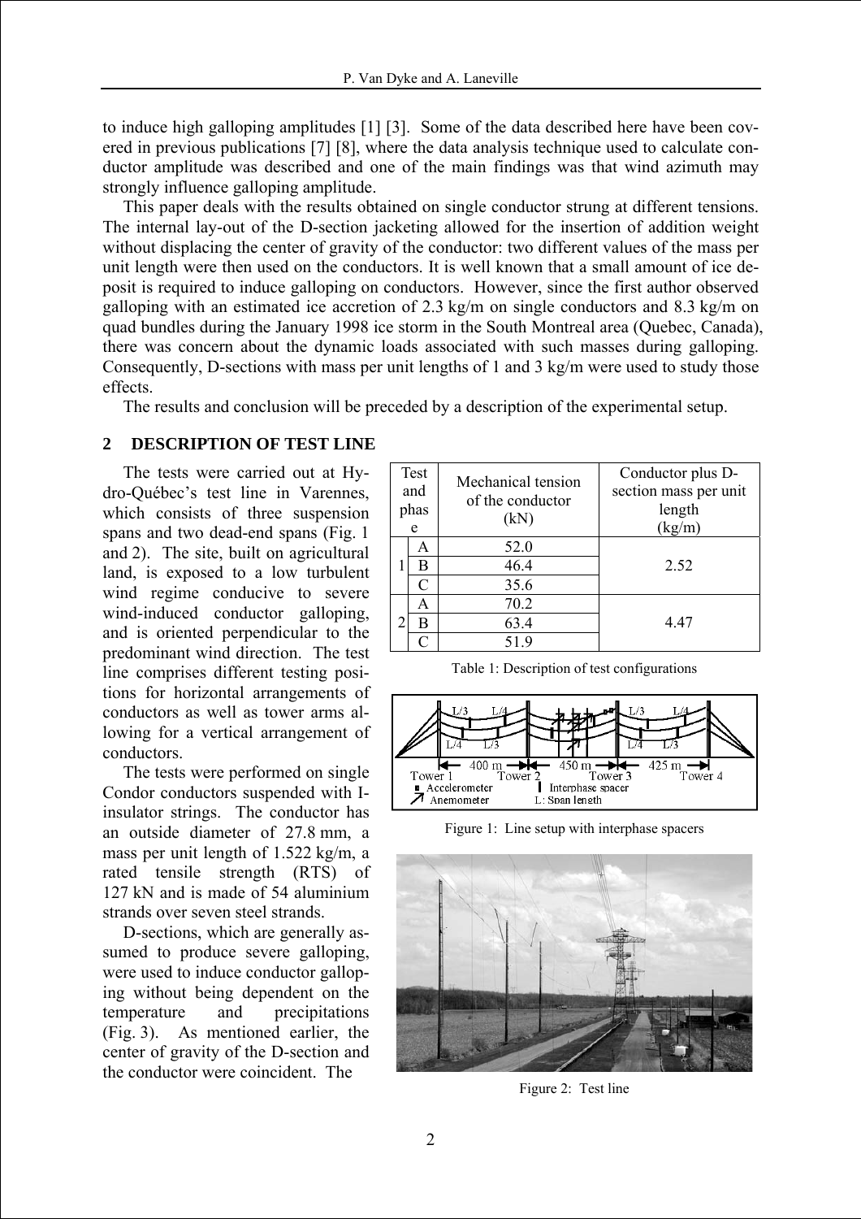to induce high galloping amplitudes [1] [3]. Some of the data described here have been covered in previous publications [7] [8], where the data analysis technique used to calculate conductor amplitude was described and one of the main findings was that wind azimuth may strongly influence galloping amplitude.

This paper deals with the results obtained on single conductor strung at different tensions. The internal lay-out of the D-section jacketing allowed for the insertion of addition weight without displacing the center of gravity of the conductor: two different values of the mass per unit length were then used on the conductors. It is well known that a small amount of ice deposit is required to induce galloping on conductors. However, since the first author observed galloping with an estimated ice accretion of 2.3 kg/m on single conductors and 8.3 kg/m on quad bundles during the January 1998 ice storm in the South Montreal area (Quebec, Canada), there was concern about the dynamic loads associated with such masses during galloping. Consequently, D-sections with mass per unit lengths of 1 and 3 kg/m were used to study those effects.

The results and conclusion will be preceded by a description of the experimental setup.

## 2 DESCRIPTION OF TEST LINE

The tests were carried out at Hydro-Québec's test line in Varennes, which consists of three suspension spans and two dead-end spans (Fig. 1 and 2). The site, built on agricultural land, is exposed to a low turbulent wind regime conducive to severe wind-induced conductor galloping, and is oriented perpendicular to the predominant wind direction. The test line comprises different testing positions for horizontal arrangements of conductors as well as tower arms allowing for a vertical arrangement of conductors.

| Test and phase | | Mechanical tension of the conductor (kN) | Conductor plus D-section mass per unit length (kg/m) |
|---|---|---|---|
| 1 | A | 52.0 | 2.52 |
| | B | 46.4 | |
| | C | 35.6 | |
| 2 | A | 70.2 | 4.47 |
| | B | 63.4 | |
| | C | 51.9 | |

Table 1: Description of test configurations

Figure 1: Line setup with interphase spacers

Figure 2: Test line

The tests were performed on single Condor conductors suspended with I-insulator strings. The conductor has an outside diameter of 27.8 mm, a mass per unit length of 1.522 kg/m, a rated tensile strength (RTS) of 127 kN and is made of 54 aluminium strands over seven steel strands.

D-sections, which are generally assumed to produce severe galloping, were used to induce conductor galloping without being dependent on the temperature and precipitations (Fig. 3). As mentioned earlier, the center of gravity of the D-section and the conductor were coincident. The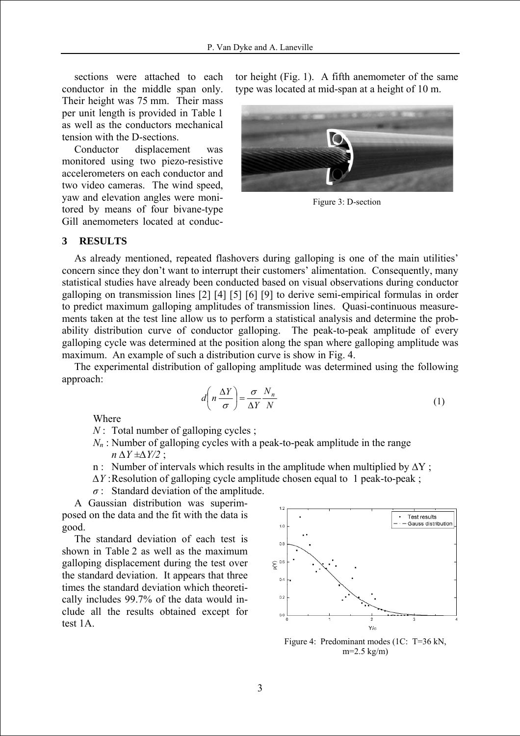sections were attached to each conductor in the middle span only. Their height was 75 mm. Their mass per unit length is provided in Table 1 as well as the conductors mechanical tension with the D-sections.

Conductor displacement was monitored using two piezo-resistive accelerometers on each conductor and two video cameras. The wind speed, yaw and elevation angles were monitored by means of four bivane-type Gill anemometers located at conductor height (Fig. 1). A fifth anemometer of the same type was located at mid-span at a height of 10 m.

Figure 3: D-section

## 3 RESULTS

As already mentioned, repeated flashovers during galloping is one of the main utilities' concern since they don't want to interrupt their customers' alimentation. Consequently, many statistical studies have already been conducted based on visual observations during conductor galloping on transmission lines [2] [4] [5] [6] [9] to derive semi-empirical formulas in order to predict maximum galloping amplitudes of transmission lines. Quasi-continuous measurements taken at the test line allow us to perform a statistical analysis and determine the probability distribution curve of conductor galloping. The peak-to-peak amplitude of every galloping cycle was determined at the position along the span where galloping amplitude was maximum. An example of such a distribution curve is show in Fig. 4.

The experimental distribution of galloping amplitude was determined using the following approach:

$$d\left(n\frac{\Delta Y}{\sigma}\right) = \frac{\sigma}{\Delta Y}\frac{N_n}{N} \tag{1}$$

Where

$N$ : Total number of galloping cycles ;

$N_n$ : Number of galloping cycles with a peak-to-peak amplitude in the range $n\,\Delta Y \pm \Delta Y/2$ ;

n : Number of intervals which results in the amplitude when multiplied by $\Delta Y$ ;

$\Delta Y$ : Resolution of galloping cycle amplitude chosen equal to 1 peak-to-peak ;

$\sigma$ : Standard deviation of the amplitude.

A Gaussian distribution was superimposed on the data and the fit with the data is good.

The standard deviation of each test is shown in Table 2 as well as the maximum galloping displacement during the test over the standard deviation. It appears that three times the standard deviation which theoretically includes 99.7% of the data would include all the results obtained except for test 1A.

Figure 4: Predominant modes (1C: T=36 kN, m=2.5 kg/m)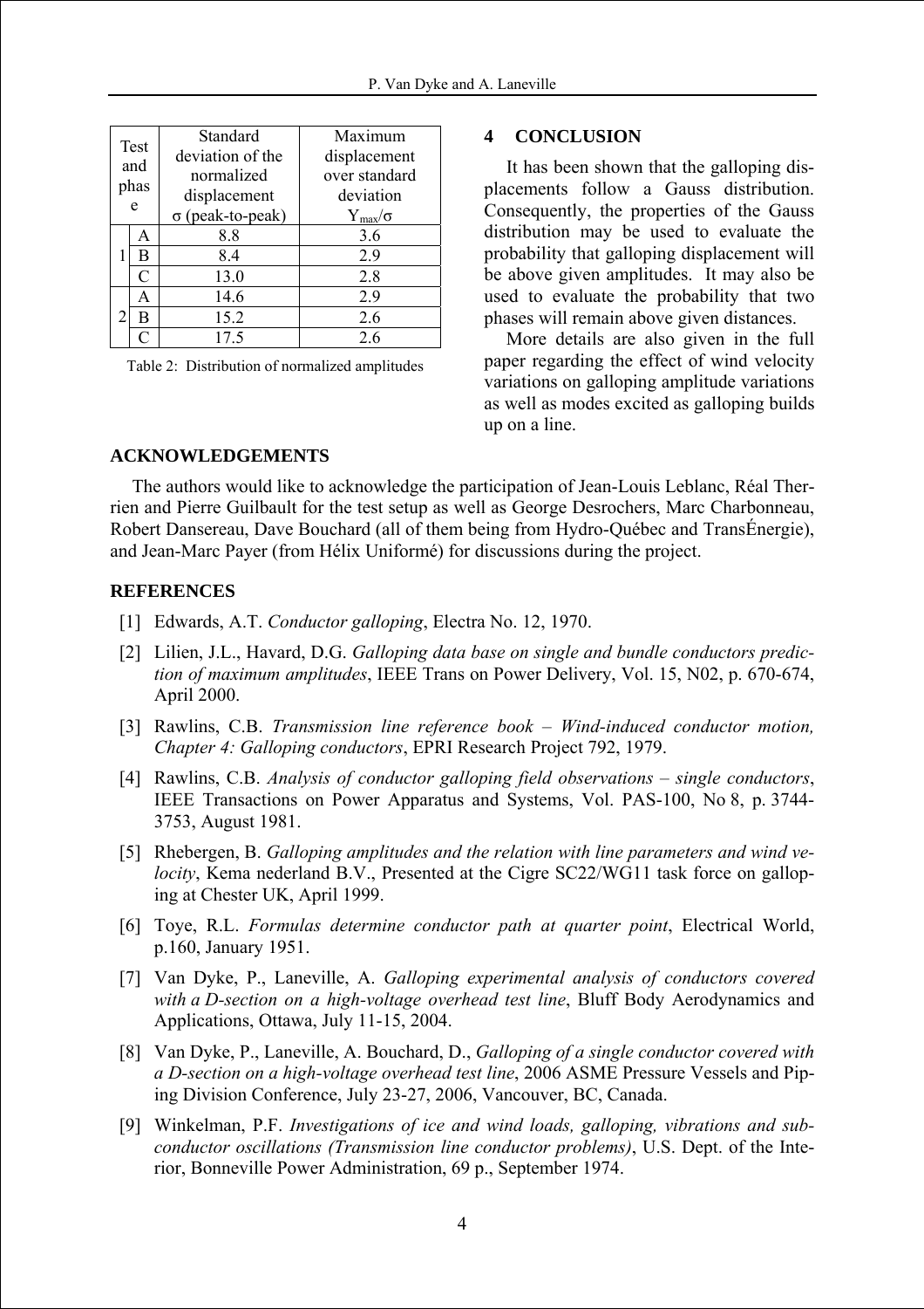| Test and phase | | Standard deviation of the normalized displacement σ (peak-to-peak) | Maximum displacement over standard deviation $Y_{max}/\sigma$ |
|---|---|---|---|
| 1 | A | 8.8 | 3.6 |
| | B | 8.4 | 2.9 |
| | C | 13.0 | 2.8 |
| 2 | A | 14.6 | 2.9 |
| | B | 15.2 | 2.6 |
| | C | 17.5 | 2.6 |

Table 2: Distribution of normalized amplitudes

## 4 CONCLUSION

It has been shown that the galloping displacements follow a Gauss distribution. Consequently, the properties of the Gauss distribution may be used to evaluate the probability that galloping displacement will be above given amplitudes. It may also be used to evaluate the probability that two phases will remain above given distances.

More details are also given in the full paper regarding the effect of wind velocity variations on galloping amplitude variations as well as modes excited as galloping builds up on a line.

## ACKNOWLEDGEMENTS

The authors would like to acknowledge the participation of Jean-Louis Leblanc, Réal Therrien and Pierre Guilbault for the test setup as well as George Desrochers, Marc Charbonneau, Robert Dansereau, Dave Bouchard (all of them being from Hydro-Québec and TransÉnergie), and Jean-Marc Payer (from Hélix Uniformé) for discussions during the project.

## REFERENCES

[1] Edwards, A.T. *Conductor galloping*, Electra No. 12, 1970.

[2] Lilien, J.L., Havard, D.G. *Galloping data base on single and bundle conductors prediction of maximum amplitudes*, IEEE Trans on Power Delivery, Vol. 15, N02, p. 670-674, April 2000.

[3] Rawlins, C.B. *Transmission line reference book – Wind-induced conductor motion, Chapter 4: Galloping conductors*, EPRI Research Project 792, 1979.

[4] Rawlins, C.B. *Analysis of conductor galloping field observations – single conductors*, IEEE Transactions on Power Apparatus and Systems, Vol. PAS-100, No 8, p. 3744-3753, August 1981.

[5] Rhebergen, B. *Galloping amplitudes and the relation with line parameters and wind velocity*, Kema nederland B.V., Presented at the Cigre SC22/WG11 task force on galloping at Chester UK, April 1999.

[6] Toye, R.L. *Formulas determine conductor path at quarter point*, Electrical World, p.160, January 1951.

[7] Van Dyke, P., Laneville, A. *Galloping experimental analysis of conductors covered with a D-section on a high-voltage overhead test line*, Bluff Body Aerodynamics and Applications, Ottawa, July 11-15, 2004.

[8] Van Dyke, P., Laneville, A. Bouchard, D., *Galloping of a single conductor covered with a D-section on a high-voltage overhead test line*, 2006 ASME Pressure Vessels and Piping Division Conference, July 23-27, 2006, Vancouver, BC, Canada.

[9] Winkelman, P.F. *Investigations of ice and wind loads, galloping, vibrations and subconductor oscillations (Transmission line conductor problems)*, U.S. Dept. of the Interior, Bonneville Power Administration, 69 p., September 1974.